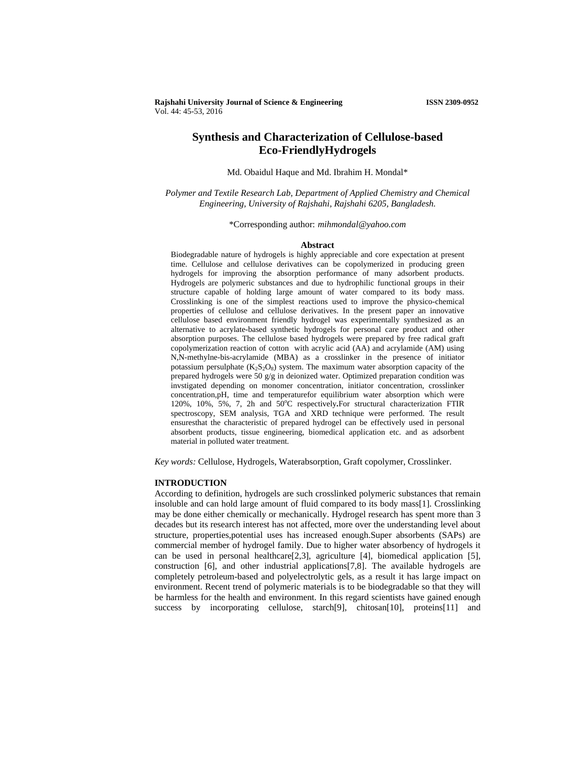# Synthesis and Characterization of Cellulose-based Eco-FriendlyHydrogels

Md. Obaidul Haque and Md. Ibrahim H. Mondal*

*Polymer and Textile Research Lab, Department of Applied Chemistry and Chemical Engineering, University of Rajshahi, Rajshahi 6205, Bangladesh.*

*Corresponding author: *mihmondal@yahoo.com*

## Abstract

Biodegradable nature of hydrogels is highly appreciable and core expectation at present time. Cellulose and cellulose derivatives can be copolymerized in producing green hydrogels for improving the absorption performance of many adsorbent products. Hydrogels are polymeric substances and due to hydrophilic functional groups in their structure capable of holding large amount of water compared to its body mass. Crosslinking is one of the simplest reactions used to improve the physico-chemical properties of cellulose and cellulose derivatives. In the present paper an innovative cellulose based environment friendly hydrogel was experimentally synthesized as an alternative to acrylate-based synthetic hydrogels for personal care product and other absorption purposes. The cellulose based hydrogels were prepared by free radical graft copolymerization reaction of cotton with acrylic acid (AA) and acrylamide (AM) using N,N-methylne-bis-acrylamide (MBA) as a crosslinker in the presence of initiator potassium persulphate ($K_2S_2O_8$) system. The maximum water absorption capacity of the prepared hydrogels were 50 g/g in deionized water. Optimized preparation condition was invstigated depending on monomer concentration, initiator concentration, crosslinker concentration,pH, time and temperaturefor equilibrium water absorption which were 120%, 10%, 5%, 7, 2h and 50$^{o}$C respectively**.**For structural characterization FTIR spectroscopy, SEM analysis, TGA and XRD technique were performed. The result ensuresthat the characteristic of prepared hydrogel can be effectively used in personal absorbent products, tissue engineering, biomedical application etc. and as adsorbent material in polluted water treatment.

*Key words:* Cellulose, Hydrogels, Waterabsorption, Graft copolymer, Crosslinker.

## INTRODUCTION

According to definition, hydrogels are such crosslinked polymeric substances that remain insoluble and can hold large amount of fluid compared to its body mass[1]. Crosslinking may be done either chemically or mechanically. Hydrogel research has spent more than 3 decades but its research interest has not affected, more over the understanding level about structure, properties,potential uses has increased enough.Super absorbents (SAPs) are commercial member of hydrogel family. Due to higher water absorbency of hydrogels it can be used in personal healthcare[2,3], agriculture [4], biomedical application [5], construction [6], and other industrial applications[7,8]. The available hydrogels are completely petroleum-based and polyelectrolytic gels, as a result it has large impact on environment. Recent trend of polymeric materials is to be biodegradable so that they will be harmless for the health and environment. In this regard scientists have gained enough success by incorporating cellulose, starch[9], chitosan[10], proteins[11] and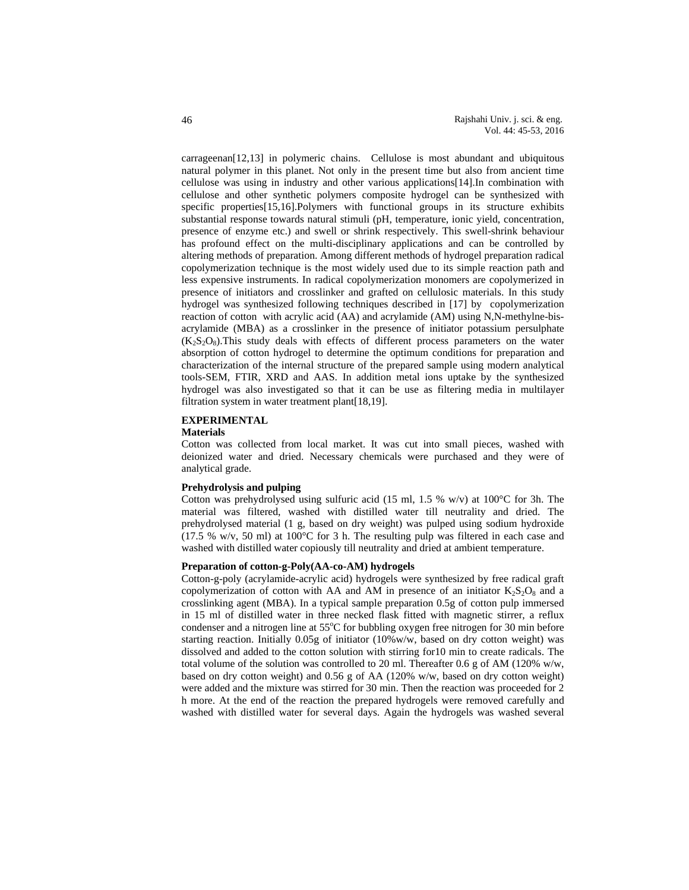carrageenan[12,13] in polymeric chains. Cellulose is most abundant and ubiquitous natural polymer in this planet. Not only in the present time but also from ancient time cellulose was using in industry and other various applications[14].In combination with cellulose and other synthetic polymers composite hydrogel can be synthesized with specific properties[15,16].Polymers with functional groups in its structure exhibits substantial response towards natural stimuli (pH, temperature, ionic yield, concentration, presence of enzyme etc.) and swell or shrink respectively. This swell-shrink behaviour has profound effect on the multi-disciplinary applications and can be controlled by altering methods of preparation. Among different methods of hydrogel preparation radical copolymerization technique is the most widely used due to its simple reaction path and less expensive instruments. In radical copolymerization monomers are copolymerized in presence of initiators and crosslinker and grafted on cellulosic materials. In this study hydrogel was synthesized following techniques described in [17] by copolymerization reaction of cotton with acrylic acid (AA) and acrylamide (AM) using N,N-methylne-bis-acrylamide (MBA) as a crosslinker in the presence of initiator potassium persulphate ($K_2S_2O_8$).This study deals with effects of different process parameters on the water absorption of cotton hydrogel to determine the optimum conditions for preparation and characterization of the internal structure of the prepared sample using modern analytical tools-SEM, FTIR, XRD and AAS. In addition metal ions uptake by the synthesized hydrogel was also investigated so that it can be use as filtering media in multilayer filtration system in water treatment plant[18,19].

## EXPERIMENTAL

### Materials

Cotton was collected from local market. It was cut into small pieces, washed with deionized water and dried. Necessary chemicals were purchased and they were of analytical grade.

### Prehydrolysis and pulping

Cotton was prehydrolysed using sulfuric acid (15 ml, 1.5 % w/v) at 100°C for 3h. The material was filtered, washed with distilled water till neutrality and dried. The prehydrolysed material (1 g, based on dry weight) was pulped using sodium hydroxide (17.5 % w/v, 50 ml) at 100°C for 3 h. The resulting pulp was filtered in each case and washed with distilled water copiously till neutrality and dried at ambient temperature.

### Preparation of cotton-g-Poly(AA-co-AM) hydrogels

Cotton-g-poly (acrylamide-acrylic acid) hydrogels were synthesized by free radical graft copolymerization of cotton with AA and AM in presence of an initiator $K_2S_2O_8$ and a crosslinking agent (MBA). In a typical sample preparation 0.5g of cotton pulp immersed in 15 ml of distilled water in three necked flask fitted with magnetic stirrer, a reflux condenser and a nitrogen line at 55°C for bubbling oxygen free nitrogen for 30 min before starting reaction. Initially 0.05g of initiator (10%w/w, based on dry cotton weight) was dissolved and added to the cotton solution with stirring for10 min to create radicals. The total volume of the solution was controlled to 20 ml. Thereafter 0.6 g of AM (120% w/w, based on dry cotton weight) and 0.56 g of AA (120% w/w, based on dry cotton weight) were added and the mixture was stirred for 30 min. Then the reaction was proceeded for 2 h more. At the end of the reaction the prepared hydrogels were removed carefully and washed with distilled water for several days. Again the hydrogels was washed several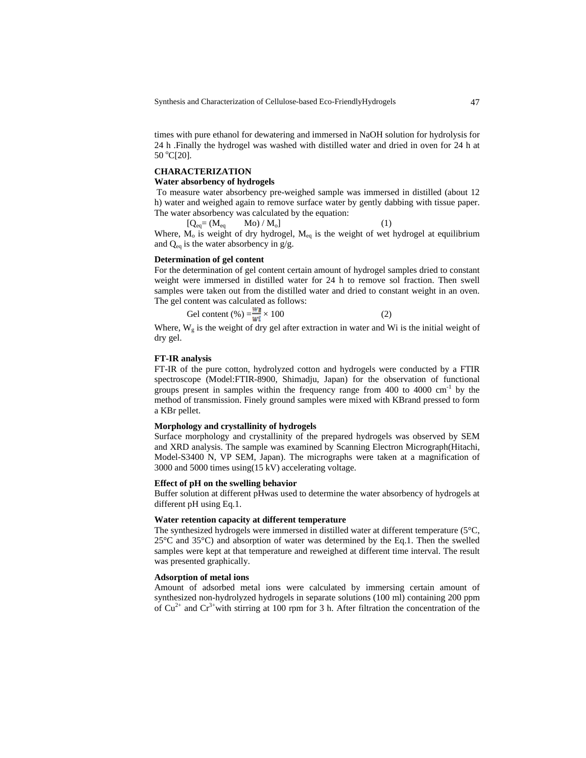times with pure ethanol for dewatering and immersed in NaOH solution for hydrolysis for 24 h .Finally the hydrogel was washed with distilled water and dried in oven for 24 h at 50 $^oC$[20].

## CHARACTERIZATION

### Water absorbency of hydrogels

To measure water absorbency pre-weighed sample was immersed in distilled (about 12 h) water and weighed again to remove surface water by gently dabbing with tissue paper. The water absorbency was calculated by the equation:

$$[Q_{eq} = (M_{eq} \quad Mo) / M_o] \tag{1}$$

Where, $M_o$ is weight of dry hydrogel, $M_{eq}$ is the weight of wet hydrogel at equilibrium and $Q_{eq}$ is the water absorbency in g/g.

### Determination of gel content

For the determination of gel content certain amount of hydrogel samples dried to constant weight were immersed in distilled water for 24 h to remove sol fraction. Then swell samples were taken out from the distilled water and dried to constant weight in an oven. The gel content was calculated as follows:

$$\text{Gel content (\%)} = \frac{W_g}{W_i} \times 100 \tag{2}$$

Where, $W_g$ is the weight of dry gel after extraction in water and Wi is the initial weight of dry gel.

### FT-IR analysis

FT-IR of the pure cotton, hydrolyzed cotton and hydrogels were conducted by a FTIR spectroscope (Model:FTIR-8900, Shimadju, Japan) for the observation of functional groups present in samples within the frequency range from 400 to 4000 $cm^{-1}$ by the method of transmission. Finely ground samples were mixed with KBrand pressed to form a KBr pellet.

### Morphology and crystallinity of hydrogels

Surface morphology and crystallinity of the prepared hydrogels was observed by SEM and XRD analysis. The sample was examined by Scanning Electron Micrograph(Hitachi, Model-S3400 N, VP SEM, Japan). The micrographs were taken at a magnification of 3000 and 5000 times using(15 kV) accelerating voltage.

### Effect of pH on the swelling behavior

Buffer solution at different pHwas used to determine the water absorbency of hydrogels at different pH using Eq.1.

### Water retention capacity at different temperature

The synthesized hydrogels were immersed in distilled water at different temperature (5°C, 25°C and 35°C) and absorption of water was determined by the Eq.1. Then the swelled samples were kept at that temperature and reweighed at different time interval. The result was presented graphically.

### Adsorption of metal ions

Amount of adsorbed metal ions were calculated by immersing certain amount of synthesized non-hydrolyzed hydrogels in separate solutions (100 ml) containing 200 ppm of $Cu^{2+}$ and $Cr^{3+}$with stirring at 100 rpm for 3 h. After filtration the concentration of the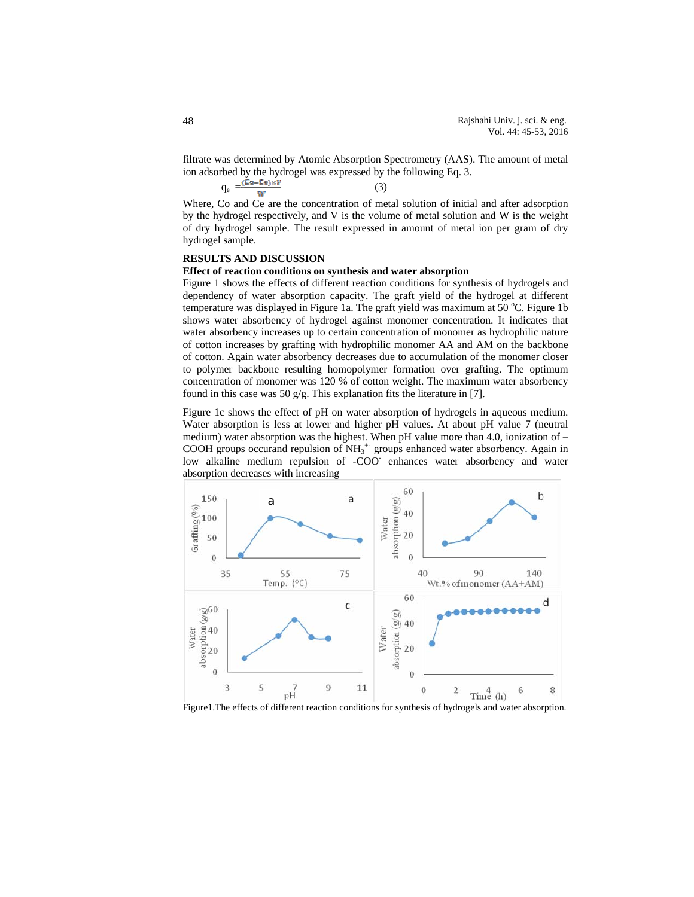filtrate was determined by Atomic Absorption Spectrometry (AAS). The amount of metal ion adsorbed by the hydrogel was expressed by the following Eq. 3.

$$q_e = \frac{(C_o - C_e) \times V}{W} \quad (3)$$

Where, Co and Ce are the concentration of metal solution of initial and after adsorption by the hydrogel respectively, and V is the volume of metal solution and W is the weight of dry hydrogel sample. The result expressed in amount of metal ion per gram of dry hydrogel sample.

## RESULTS AND DISCUSSION

### Effect of reaction conditions on synthesis and water absorption

Figure 1 shows the effects of different reaction conditions for synthesis of hydrogels and dependency of water absorption capacity. The graft yield of the hydrogel at different temperature was displayed in Figure 1a. The graft yield was maximum at 50 °C. Figure 1b shows water absorbency of hydrogel against monomer concentration. It indicates that water absorbency increases up to certain concentration of monomer as hydrophilic nature of cotton increases by grafting with hydrophilic monomer AA and AM on the backbone of cotton. Again water absorbency decreases due to accumulation of the monomer closer to polymer backbone resulting homopolymer formation over grafting. The optimum concentration of monomer was 120 % of cotton weight. The maximum water absorbency found in this case was 50 g/g. This explanation fits the literature in [7].

Figure 1c shows the effect of pH on water absorption of hydrogels in aqueous medium. Water absorption is less at lower and higher pH values. At about pH value 7 (neutral medium) water absorption was the highest. When pH value more than 4.0, ionization of –COOH groups occurand repulsion of $NH_3^{+-}$ groups enhanced water absorbency. Again in low alkaline medium repulsion of $-COO^-$ enhances water absorbency and water absorption decreases with increasing

Figure1.The effects of different reaction conditions for synthesis of hydrogels and water absorption.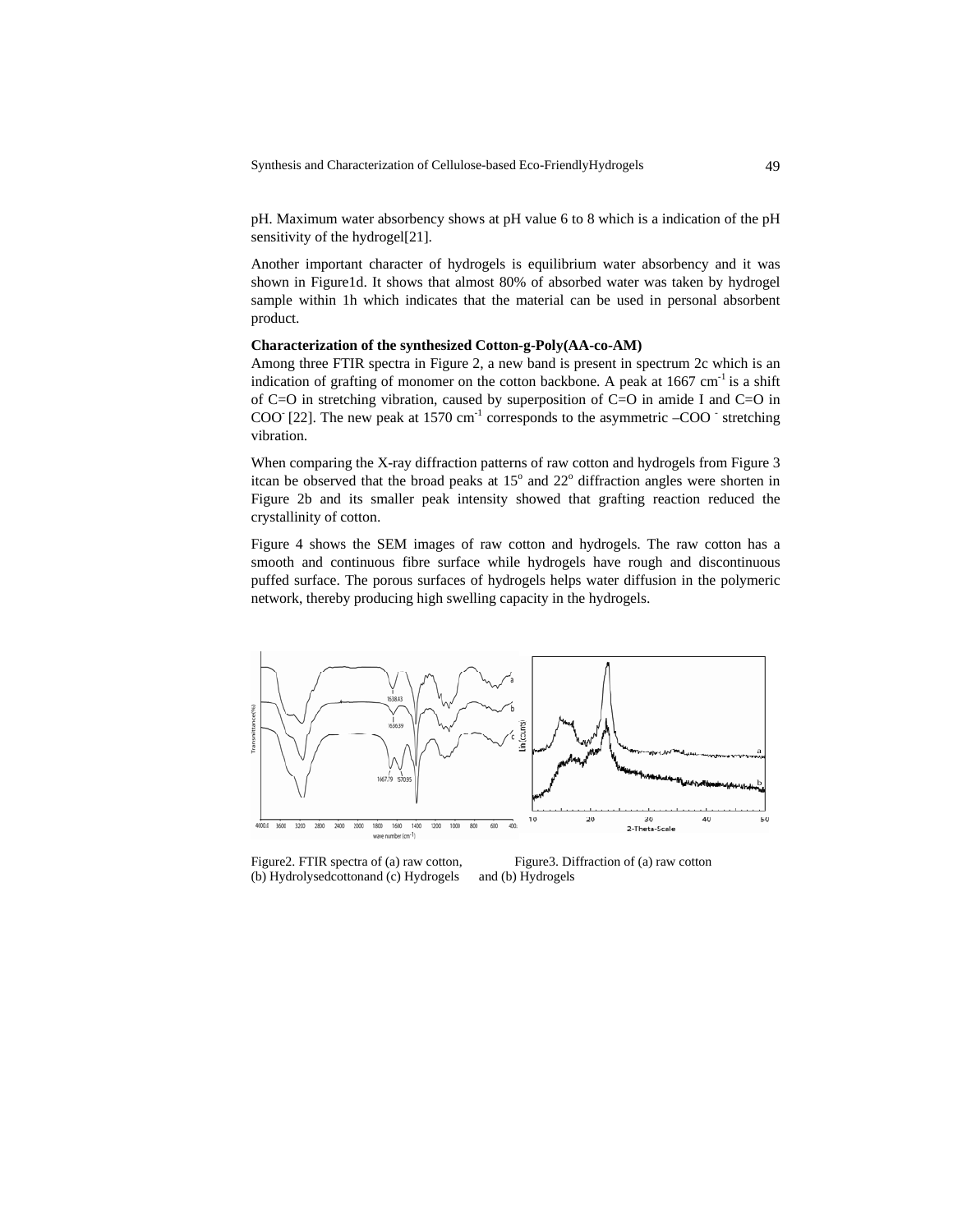pH. Maximum water absorbency shows at pH value 6 to 8 which is a indication of the pH sensitivity of the hydrogel[21].

Another important character of hydrogels is equilibrium water absorbency and it was shown in Figure1d. It shows that almost 80% of absorbed water was taken by hydrogel sample within 1h which indicates that the material can be used in personal absorbent product.

**Characterization of the synthesized Cotton-g-Poly(AA-co-AM)**

Among three FTIR spectra in Figure 2, a new band is present in spectrum 2c which is an indication of grafting of monomer on the cotton backbone. A peak at 1667 $cm^{-1}$ is a shift of C=O in stretching vibration, caused by superposition of C=O in amide I and C=O in $COO^-$ [22]. The new peak at 1570 $cm^{-1}$ corresponds to the asymmetric $–COO^-$ stretching vibration.

When comparing the X-ray diffraction patterns of raw cotton and hydrogels from Figure 3 itcan be observed that the broad peaks at 15$^o$ and 22$^o$ diffraction angles were shorten in Figure 2b and its smaller peak intensity showed that grafting reaction reduced the crystallinity of cotton.

Figure 4 shows the SEM images of raw cotton and hydrogels. The raw cotton has a smooth and continuous fibre surface while hydrogels have rough and discontinuous puffed surface. The porous surfaces of hydrogels helps water diffusion in the polymeric network, thereby producing high swelling capacity in the hydrogels.

Figure2. FTIR spectra of (a) raw cotton, (b) Hydrolysedcottonand (c) Hydrogels

Figure3. Diffraction of (a) raw cotton and (b) Hydrogels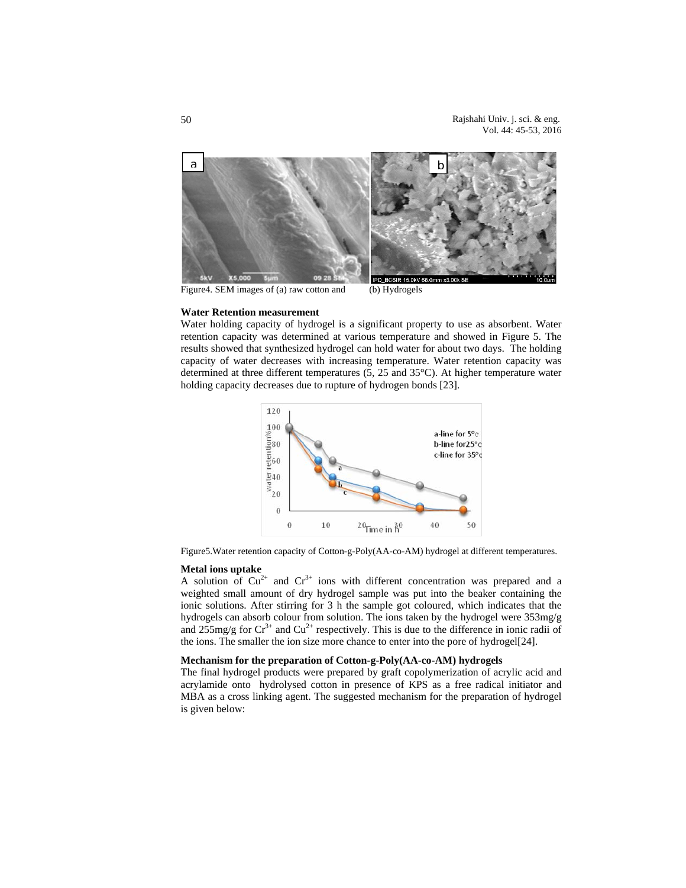Figure4. SEM images of (a) raw cotton and (b) Hydrogels

**Water Retention measurement**

Water holding capacity of hydrogel is a significant property to use as absorbent. Water retention capacity was determined at various temperature and showed in Figure 5. The results showed that synthesized hydrogel can hold water for about two days. The holding capacity of water decreases with increasing temperature. Water retention capacity was determined at three different temperatures (5, 25 and 35°C). At higher temperature water holding capacity decreases due to rupture of hydrogen bonds [23].

Figure5.Water retention capacity of Cotton-g-Poly(AA-co-AM) hydrogel at different temperatures.

**Metal ions uptake**

A solution of $Cu^{2+}$ and $Cr^{3+}$ ions with different concentration was prepared and a weighted small amount of dry hydrogel sample was put into the beaker containing the ionic solutions. After stirring for 3 h the sample got coloured, which indicates that the hydrogels can absorb colour from solution. The ions taken by the hydrogel were 353mg/g and 255mg/g for $Cr^{3+}$ and $Cu^{2+}$ respectively. This is due to the difference in ionic radii of the ions. The smaller the ion size more chance to enter into the pore of hydrogel[24].

**Mechanism for the preparation of Cotton-g-Poly(AA-co-AM) hydrogels**

The final hydrogel products were prepared by graft copolymerization of acrylic acid and acrylamide onto hydrolysed cotton in presence of KPS as a free radical initiator and MBA as a cross linking agent. The suggested mechanism for the preparation of hydrogel is given below: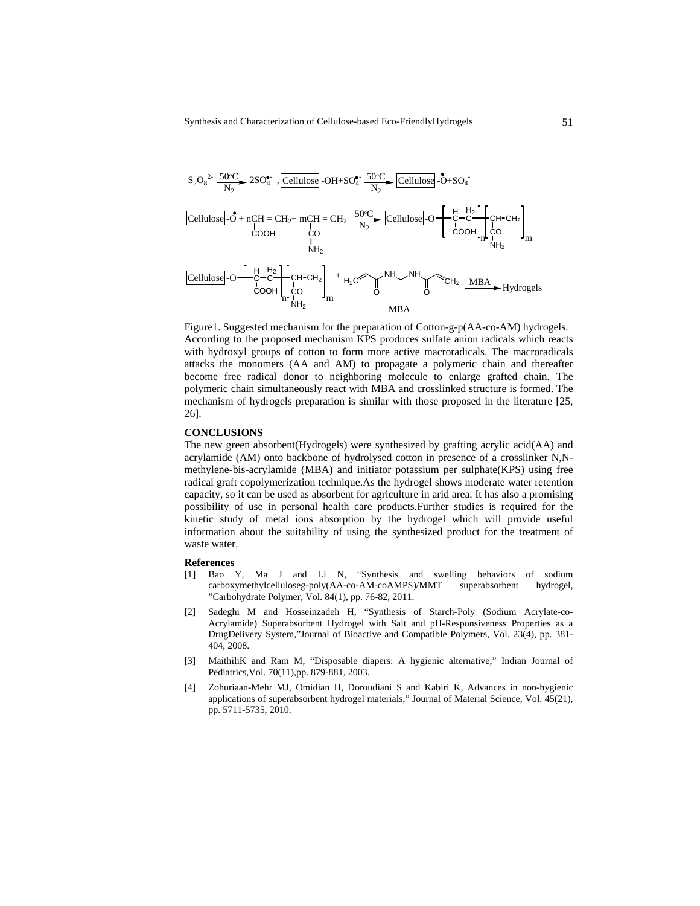$$S_2O_8^{2-} \xrightarrow[N_2]{50^\circ C} 2SO_4^{\bullet -} \; ; \; \boxed{\text{Cellulose}}\text{-OH} + SO_4^{\bullet -} \xrightarrow[N_2]{50^\circ C} \boxed{\text{Cellulose}}\text{-}\dot{O} + SO_4^{-}$$

$$\boxed{\text{Cellulose}}\text{-}\dot{O} + n\underset{\text{COOH}}{CH} = CH_2 + m\underset{\underset{NH_2}{CO}}{CH} = CH_2 \xrightarrow[N_2]{50^\circ C} \boxed{\text{Cellulose}}\text{-O}\left[\underset{\text{COOH}}{\overset{H}{C}}-\overset{H_2}{C}\right]_n\left[\underset{\underset{NH_2}{CO}}{CH}-CH_2\right]_m$$

$$\boxed{\text{Cellulose}}\text{-O}\left[\underset{\text{COOH}}{\overset{H}{C}}-\overset{H_2}{C}\right]_n\left[\underset{\underset{NH_2}{CO}}{CH}-CH_2\right]_m + \underbrace{H_2C{=}CH{-}C(O){-}NH{-}CH_2{-}NH{-}C(O){-}CH{=}CH_2}_{\text{MBA}} \xrightarrow{\text{MBA}} \text{Hydrogels}$$

Figure1. Suggested mechanism for the preparation of Cotton-g-p(AA-co-AM) hydrogels. According to the proposed mechanism KPS produces sulfate anion radicals which reacts with hydroxyl groups of cotton to form more active macroradicals. The macroradicals attacks the monomers (AA and AM) to propagate a polymeric chain and thereafter become free radical donor to neighboring molecule to enlarge grafted chain. The polymeric chain simultaneously react with MBA and crosslinked structure is formed. The mechanism of hydrogels preparation is similar with those proposed in the literature [25, 26].

## CONCLUSIONS

The new green absorbent(Hydrogels) were synthesized by grafting acrylic acid(AA) and acrylamide (AM) onto backbone of hydrolysed cotton in presence of a crosslinker N,N-methylene-bis-acrylamide (MBA) and initiator potassium per sulphate(KPS) using free radical graft copolymerization technique.As the hydrogel shows moderate water retention capacity, so it can be used as absorbent for agriculture in arid area. It has also a promising possibility of use in personal health care products.Further studies is required for the kinetic study of metal ions absorption by the hydrogel which will provide useful information about the suitability of using the synthesized product for the treatment of waste water.

### References

[1] Bao Y, Ma J and Li N, "Synthesis and swelling behaviors of sodium carboxymethylcelluloseg-poly(AA-co-AM-coAMPS)/MMT superabsorbent hydrogel, "Carbohydrate Polymer, Vol. 84(1), pp. 76-82, 2011.

[2] Sadeghi M and Hosseinzadeh H, "Synthesis of Starch-Poly (Sodium Acrylate-co-Acrylamide) Superabsorbent Hydrogel with Salt and pH-Responsiveness Properties as a DrugDelivery System,"Journal of Bioactive and Compatible Polymers, Vol. 23(4), pp. 381-404, 2008.

[3] MaithiliK and Ram M, "Disposable diapers: A hygienic alternative," Indian Journal of Pediatrics,Vol. 70(11),pp. 879-881, 2003.

[4] Zohuriaan-Mehr MJ, Omidian H, Doroudiani S and Kabiri K, Advances in non-hygienic applications of superabsorbent hydrogel materials," Journal of Material Science, Vol. 45(21), pp. 5711-5735, 2010.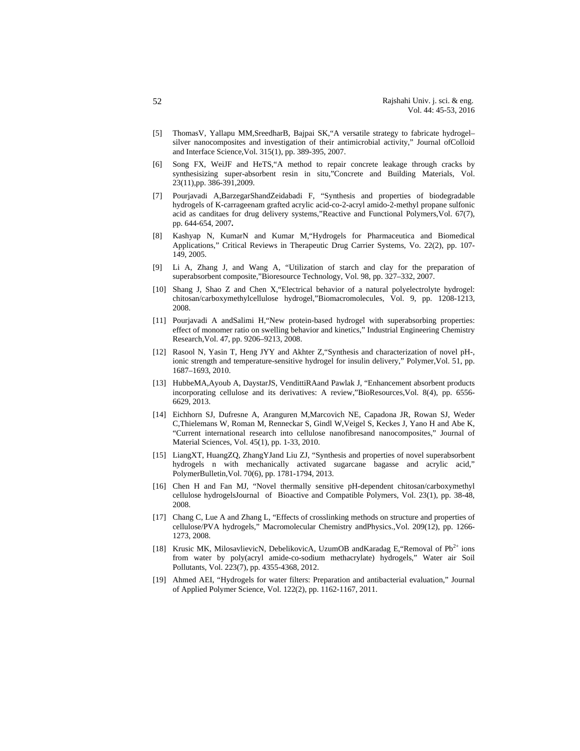[5] ThomasV, Yallapu MM,SreedharB, Bajpai SK,“A versatile strategy to fabricate hydrogel–silver nanocomposites and investigation of their antimicrobial activity,” Journal ofColloid and Interface Science,Vol. 315(1), pp. 389-395, 2007.

[6] Song FX, WeiJF and HeTS,“A method to repair concrete leakage through cracks by synthesisizing super-absorbent resin in situ,”Concrete and Building Materials, Vol. 23(11),pp. 386-391,2009.

[7] Pourjavadi A,BarzegarShandZeidabadi F, “Synthesis and properties of biodegradable hydrogels of K-carrageenam grafted acrylic acid-co-2-acryl amido-2-methyl propane sulfonic acid as canditaes for drug delivery systems,”Reactive and Functional Polymers,Vol. 67(7), pp. 644-654, 2007**.**

[8] Kashyap N, KumarN and Kumar M,“Hydrogels for Pharmaceutica and Biomedical Applications,” Critical Reviews in Therapeutic Drug Carrier Systems, Vo. 22(2), pp. 107-149, 2005.

[9] Li A, Zhang J, and Wang A, “Utilization of starch and clay for the preparation of superabsorbent composite,”Bioresource Technology, Vol. 98, pp. 327–332, 2007.

[10] Shang J, Shao Z and Chen X,“Electrical behavior of a natural polyelectrolyte hydrogel: chitosan/carboxymethylcellulose hydrogel,”Biomacromolecules, Vol. 9, pp. 1208-1213, 2008.

[11] Pourjavadi A andSalimi H,“New protein-based hydrogel with superabsorbing properties: effect of monomer ratio on swelling behavior and kinetics,” Industrial Engineering Chemistry Research,Vol. 47, pp. 9206–9213, 2008.

[12] Rasool N, Yasin T, Heng JYY and Akhter Z,“Synthesis and characterization of novel pH-, ionic strength and temperature-sensitive hydrogel for insulin delivery,” Polymer,Vol. 51, pp. 1687–1693, 2010.

[13] HubbeMA,Ayoub A, DaystarJS, VendittiRAand Pawlak J, “Enhancement absorbent products incorporating cellulose and its derivatives: A review,”BioResources,Vol. 8(4), pp. 6556-6629, 2013.

[14] Eichhorn SJ, Dufresne A, Aranguren M,Marcovich NE, Capadona JR, Rowan SJ, Weder C,Thielemans W, Roman M, Renneckar S, Gindl W,Veigel S, Keckes J, Yano H and Abe K, “Current international research into cellulose nanofibresand nanocomposites,” Journal of Material Sciences, Vol. 45(1), pp. 1-33, 2010.

[15] LiangXT, HuangZQ, ZhangYJand Liu ZJ, “Synthesis and properties of novel superabsorbent hydrogels n with mechanically activated sugarcane bagasse and acrylic acid,” PolymerBulletin,Vol. 70(6), pp. 1781-1794, 2013.

[16] Chen H and Fan MJ, “Novel thermally sensitive pH-dependent chitosan/carboxymethyl cellulose hydrogelsJournal of Bioactive and Compatible Polymers, Vol. 23(1), pp. 38-48, 2008.

[17] Chang C, Lue A and Zhang L, “Effects of crosslinking methods on structure and properties of cellulose/PVA hydrogels,” Macromolecular Chemistry andPhysics.,Vol. 209(12), pp. 1266-1273, 2008.

[18] Krusic MK, MilosavlievicN, DebelikovicA, UzumOB andKaradag E,“Removal of $Pb^{2+}$ ions from water by poly(acryl amide-co-sodium methacrylate) hydrogels,” Water air Soil Pollutants, Vol. 223(7), pp. 4355-4368, 2012.

[19] Ahmed AEI, “Hydrogels for water filters: Preparation and antibacterial evaluation,” Journal of Applied Polymer Science, Vol. 122(2), pp. 1162-1167, 2011.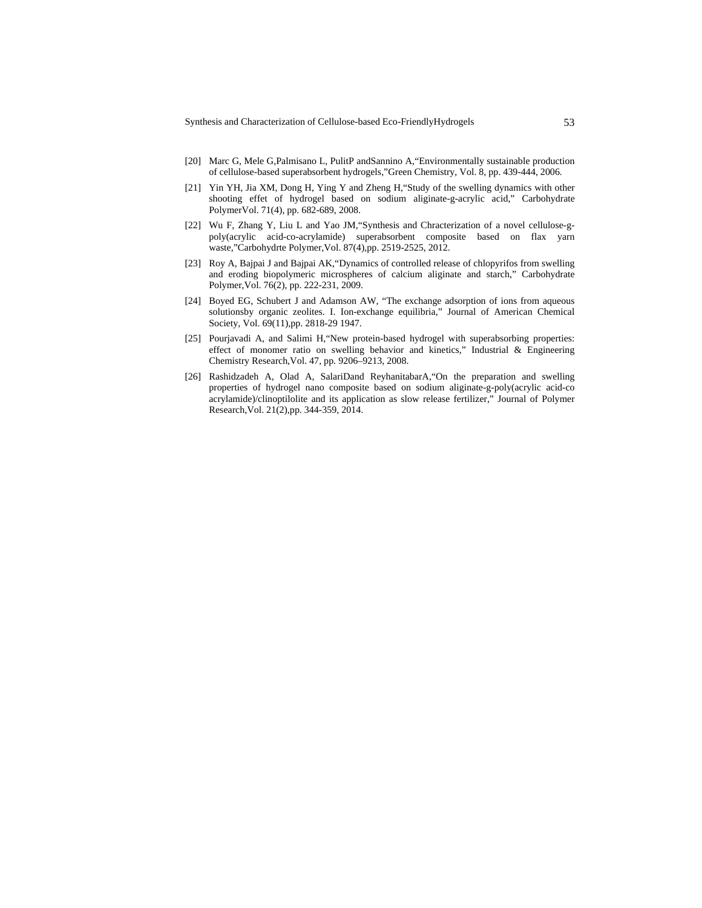[20] Marc G, Mele G,Palmisano L, PulitP andSannino A,"Environmentally sustainable production of cellulose-based superabsorbent hydrogels,"Green Chemistry, Vol. 8, pp. 439-444, 2006.

[21] Yin YH, Jia XM, Dong H, Ying Y and Zheng H,"Study of the swelling dynamics with other shooting effet of hydrogel based on sodium aliginate-g-acrylic acid," Carbohydrate PolymerVol. 71(4), pp. 682-689, 2008.

[22] Wu F, Zhang Y, Liu L and Yao JM,"Synthesis and Chracterization of a novel cellulose-g-poly(acrylic acid-co-acrylamide) superabsorbent composite based on flax yarn waste,"Carbohydrte Polymer,Vol. 87(4),pp. 2519-2525, 2012.

[23] Roy A, Bajpai J and Bajpai AK,"Dynamics of controlled release of chlopyrifos from swelling and eroding biopolymeric microspheres of calcium aliginate and starch," Carbohydrate Polymer,Vol. 76(2), pp. 222-231, 2009.

[24] Boyed EG, Schubert J and Adamson AW, "The exchange adsorption of ions from aqueous solutionsby organic zeolites. I. Ion-exchange equilibria," Journal of American Chemical Society, Vol. 69(11),pp. 2818-29 1947.

[25] Pourjavadi A, and Salimi H,"New protein-based hydrogel with superabsorbing properties: effect of monomer ratio on swelling behavior and kinetics," Industrial & Engineering Chemistry Research,Vol. 47, pp. 9206–9213, 2008.

[26] Rashidzadeh A, Olad A, SalariDand ReyhanitabarA,"On the preparation and swelling properties of hydrogel nano composite based on sodium aliginate-g-poly(acrylic acid-co acrylamide)/clinoptilolite and its application as slow release fertilizer," Journal of Polymer Research,Vol. 21(2),pp. 344-359, 2014.